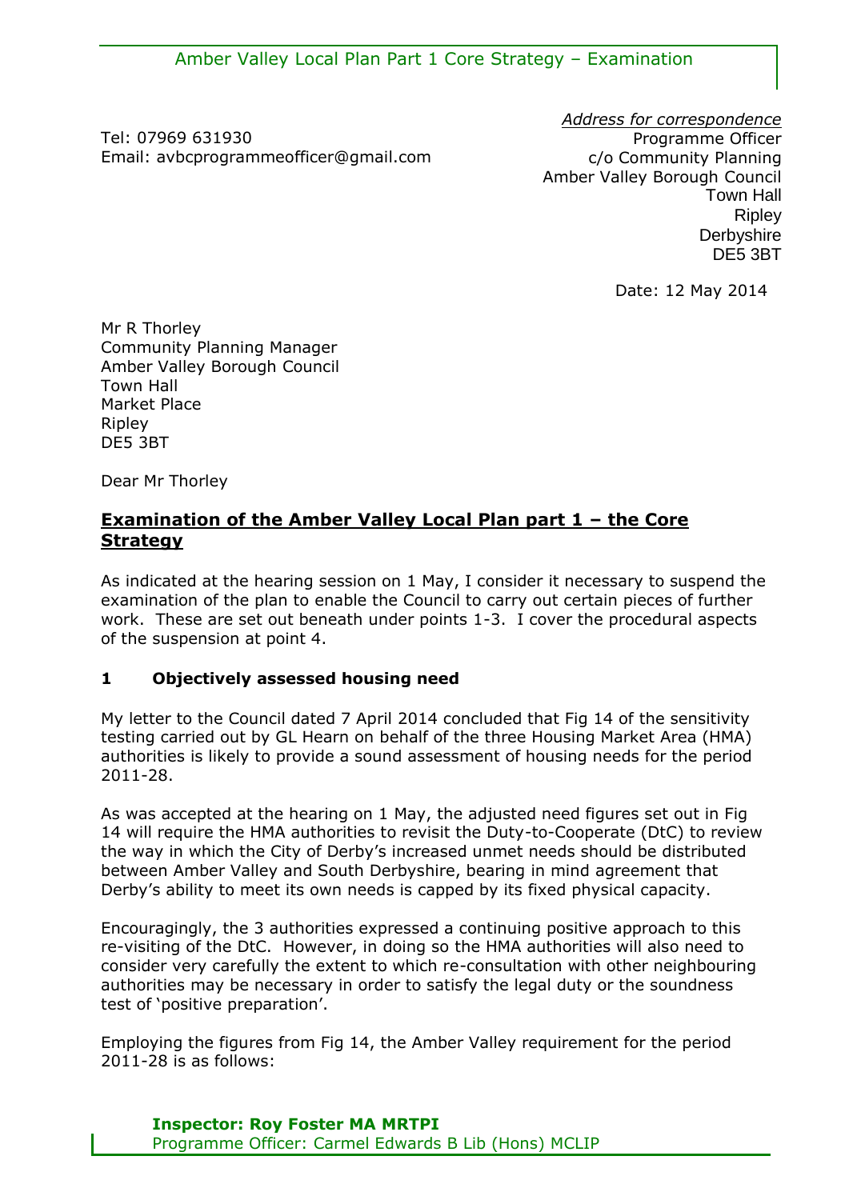Tel: 07969 631930
Email: avbcprogrammeofficer@gmail.com

*Address for correspondence*
Programme Officer
c/o Community Planning
Amber Valley Borough Council
Town Hall
Ripley
Derbyshire
DE5 3BT

Date: 12 May 2014

Mr R Thorley
Community Planning Manager
Amber Valley Borough Council
Town Hall
Market Place
Ripley
DE5 3BT

Dear Mr Thorley

## Examination of the Amber Valley Local Plan part 1 – the Core Strategy

As indicated at the hearing session on 1 May, I consider it necessary to suspend the examination of the plan to enable the Council to carry out certain pieces of further work. These are set out beneath under points 1-3. I cover the procedural aspects of the suspension at point 4.

### 1 Objectively assessed housing need

My letter to the Council dated 7 April 2014 concluded that Fig 14 of the sensitivity testing carried out by GL Hearn on behalf of the three Housing Market Area (HMA) authorities is likely to provide a sound assessment of housing needs for the period 2011-28.

As was accepted at the hearing on 1 May, the adjusted need figures set out in Fig 14 will require the HMA authorities to revisit the Duty-to-Cooperate (DtC) to review the way in which the City of Derby's increased unmet needs should be distributed between Amber Valley and South Derbyshire, bearing in mind agreement that Derby's ability to meet its own needs is capped by its fixed physical capacity.

Encouragingly, the 3 authorities expressed a continuing positive approach to this re-visiting of the DtC. However, in doing so the HMA authorities will also need to consider very carefully the extent to which re-consultation with other neighbouring authorities may be necessary in order to satisfy the legal duty or the soundness test of 'positive preparation'.

Employing the figures from Fig 14, the Amber Valley requirement for the period 2011-28 is as follows: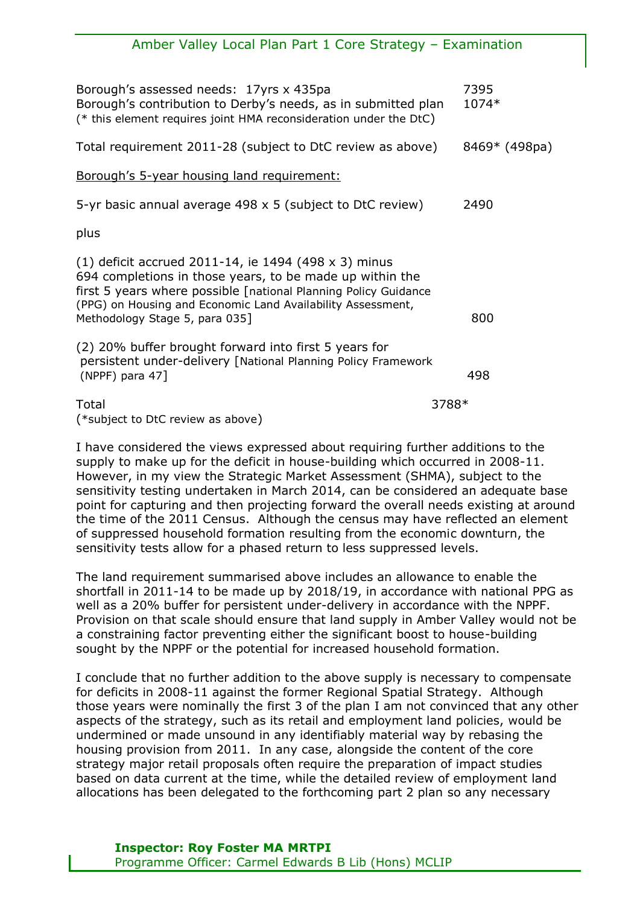| | |
|---|---|
| Borough's assessed needs: 17yrs x 435pa | 7395 |
| Borough's contribution to Derby's needs, as in submitted plan (* this element requires joint HMA reconsideration under the DtC) | 1074* |
| Total requirement 2011-28 (subject to DtC review as above) | 8469* (498pa) |

Borough's 5-year housing land requirement:

| | |
|---|---|
| 5-yr basic annual average 498 x 5 (subject to DtC review) | 2490 |
| plus | |
| (1) deficit accrued 2011-14, ie 1494 (498 x 3) minus 694 completions in those years, to be made up within the first 5 years where possible [national Planning Policy Guidance (PPG) on Housing and Economic Land Availability Assessment, Methodology Stage 5, para 035] | 800 |
| (2) 20% buffer brought forward into first 5 years for persistent under-delivery [National Planning Policy Framework (NPPF) para 47] | 498 |
| Total (*subject to DtC review as above) | 3788* |

I have considered the views expressed about requiring further additions to the supply to make up for the deficit in house-building which occurred in 2008-11. However, in my view the Strategic Market Assessment (SHMA), subject to the sensitivity testing undertaken in March 2014, can be considered an adequate base point for capturing and then projecting forward the overall needs existing at around the time of the 2011 Census. Although the census may have reflected an element of suppressed household formation resulting from the economic downturn, the sensitivity tests allow for a phased return to less suppressed levels.

The land requirement summarised above includes an allowance to enable the shortfall in 2011-14 to be made up by 2018/19, in accordance with national PPG as well as a 20% buffer for persistent under-delivery in accordance with the NPPF. Provision on that scale should ensure that land supply in Amber Valley would not be a constraining factor preventing either the significant boost to house-building sought by the NPPF or the potential for increased household formation.

I conclude that no further addition to the above supply is necessary to compensate for deficits in 2008-11 against the former Regional Spatial Strategy. Although those years were nominally the first 3 of the plan I am not convinced that any other aspects of the strategy, such as its retail and employment land policies, would be undermined or made unsound in any identifiably material way by rebasing the housing provision from 2011. In any case, alongside the content of the core strategy major retail proposals often require the preparation of impact studies based on data current at the time, while the detailed review of employment land allocations has been delegated to the forthcoming part 2 plan so any necessary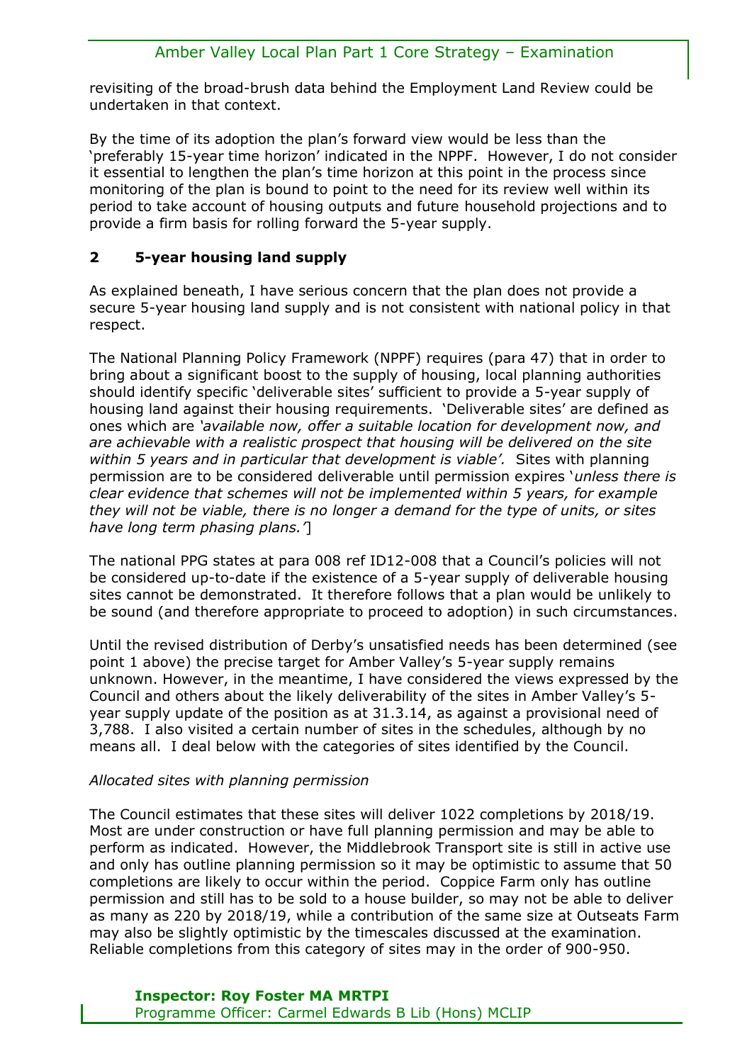revisiting of the broad-brush data behind the Employment Land Review could be undertaken in that context.

By the time of its adoption the plan's forward view would be less than the 'preferably 15-year time horizon' indicated in the NPPF. However, I do not consider it essential to lengthen the plan's time horizon at this point in the process since monitoring of the plan is bound to point to the need for its review well within its period to take account of housing outputs and future household projections and to provide a firm basis for rolling forward the 5-year supply.

## 2 5-year housing land supply

As explained beneath, I have serious concern that the plan does not provide a secure 5-year housing land supply and is not consistent with national policy in that respect.

The National Planning Policy Framework (NPPF) requires (para 47) that in order to bring about a significant boost to the supply of housing, local planning authorities should identify specific 'deliverable sites' sufficient to provide a 5-year supply of housing land against their housing requirements. 'Deliverable sites' are defined as ones which are *'available now, offer a suitable location for development now, and are achievable with a realistic prospect that housing will be delivered on the site within 5 years and in particular that development is viable'.* Sites with planning permission are to be considered deliverable until permission expires '*unless there is clear evidence that schemes will not be implemented within 5 years, for example they will not be viable, there is no longer a demand for the type of units, or sites have long term phasing plans.'*]

The national PPG states at para 008 ref ID12-008 that a Council's policies will not be considered up-to-date if the existence of a 5-year supply of deliverable housing sites cannot be demonstrated. It therefore follows that a plan would be unlikely to be sound (and therefore appropriate to proceed to adoption) in such circumstances.

Until the revised distribution of Derby's unsatisfied needs has been determined (see point 1 above) the precise target for Amber Valley's 5-year supply remains unknown. However, in the meantime, I have considered the views expressed by the Council and others about the likely deliverability of the sites in Amber Valley's 5-year supply update of the position as at 31.3.14, as against a provisional need of 3,788. I also visited a certain number of sites in the schedules, although by no means all. I deal below with the categories of sites identified by the Council.

*Allocated sites with planning permission*

The Council estimates that these sites will deliver 1022 completions by 2018/19. Most are under construction or have full planning permission and may be able to perform as indicated. However, the Middlebrook Transport site is still in active use and only has outline planning permission so it may be optimistic to assume that 50 completions are likely to occur within the period. Coppice Farm only has outline permission and still has to be sold to a house builder, so may not be able to deliver as many as 220 by 2018/19, while a contribution of the same size at Outseats Farm may also be slightly optimistic by the timescales discussed at the examination. Reliable completions from this category of sites may in the order of 900-950.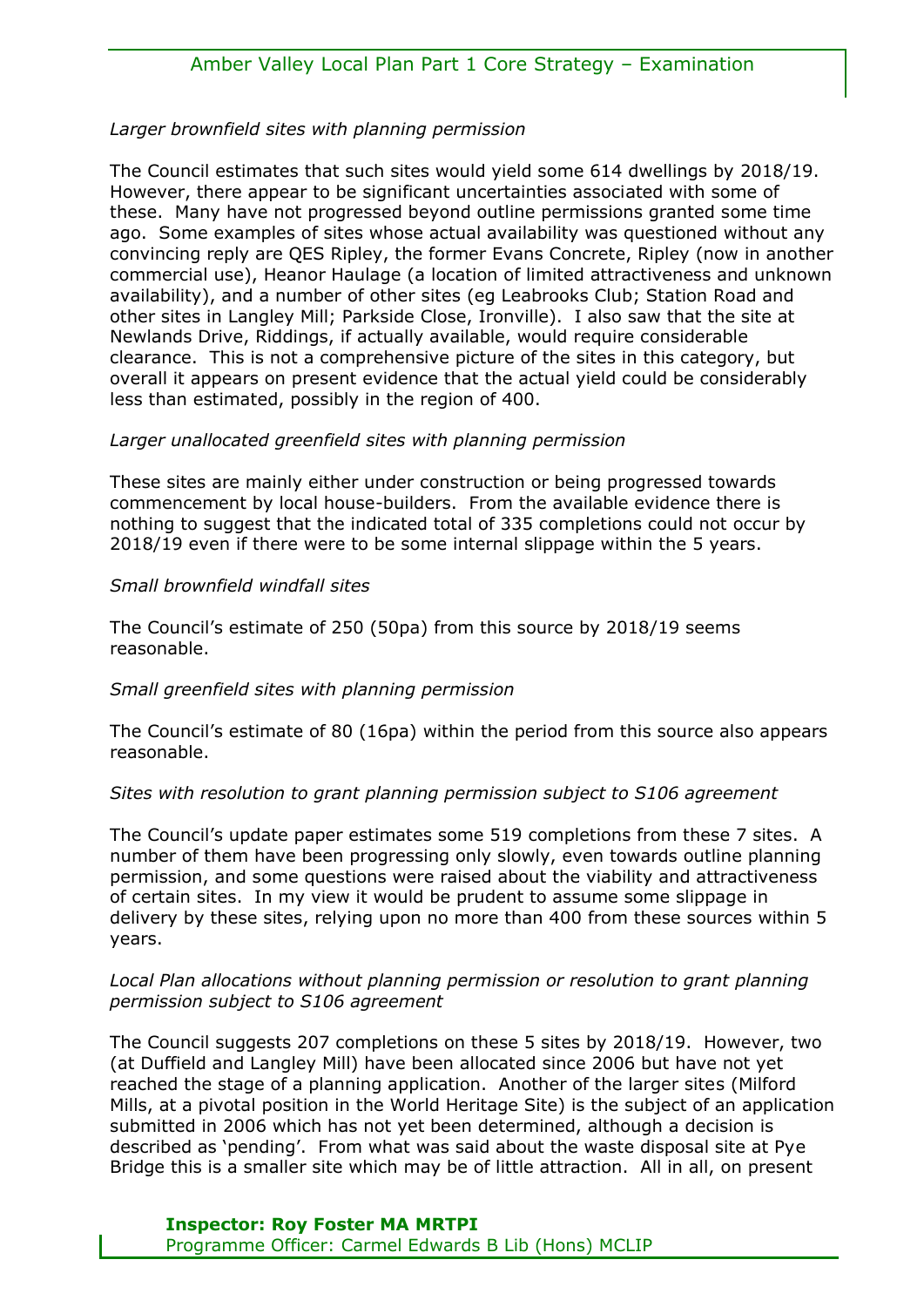*Larger brownfield sites with planning permission*

The Council estimates that such sites would yield some 614 dwellings by 2018/19. However, there appear to be significant uncertainties associated with some of these. Many have not progressed beyond outline permissions granted some time ago. Some examples of sites whose actual availability was questioned without any convincing reply are QES Ripley, the former Evans Concrete, Ripley (now in another commercial use), Heanor Haulage (a location of limited attractiveness and unknown availability), and a number of other sites (eg Leabrooks Club; Station Road and other sites in Langley Mill; Parkside Close, Ironville). I also saw that the site at Newlands Drive, Riddings, if actually available, would require considerable clearance. This is not a comprehensive picture of the sites in this category, but overall it appears on present evidence that the actual yield could be considerably less than estimated, possibly in the region of 400.

*Larger unallocated greenfield sites with planning permission*

These sites are mainly either under construction or being progressed towards commencement by local house-builders. From the available evidence there is nothing to suggest that the indicated total of 335 completions could not occur by 2018/19 even if there were to be some internal slippage within the 5 years.

*Small brownfield windfall sites*

The Council's estimate of 250 (50pa) from this source by 2018/19 seems reasonable.

*Small greenfield sites with planning permission*

The Council's estimate of 80 (16pa) within the period from this source also appears reasonable.

*Sites with resolution to grant planning permission subject to S106 agreement*

The Council's update paper estimates some 519 completions from these 7 sites. A number of them have been progressing only slowly, even towards outline planning permission, and some questions were raised about the viability and attractiveness of certain sites. In my view it would be prudent to assume some slippage in delivery by these sites, relying upon no more than 400 from these sources within 5 years.

*Local Plan allocations without planning permission or resolution to grant planning permission subject to S106 agreement*

The Council suggests 207 completions on these 5 sites by 2018/19. However, two (at Duffield and Langley Mill) have been allocated since 2006 but have not yet reached the stage of a planning application. Another of the larger sites (Milford Mills, at a pivotal position in the World Heritage Site) is the subject of an application submitted in 2006 which has not yet been determined, although a decision is described as 'pending'. From what was said about the waste disposal site at Pye Bridge this is a smaller site which may be of little attraction. All in all, on present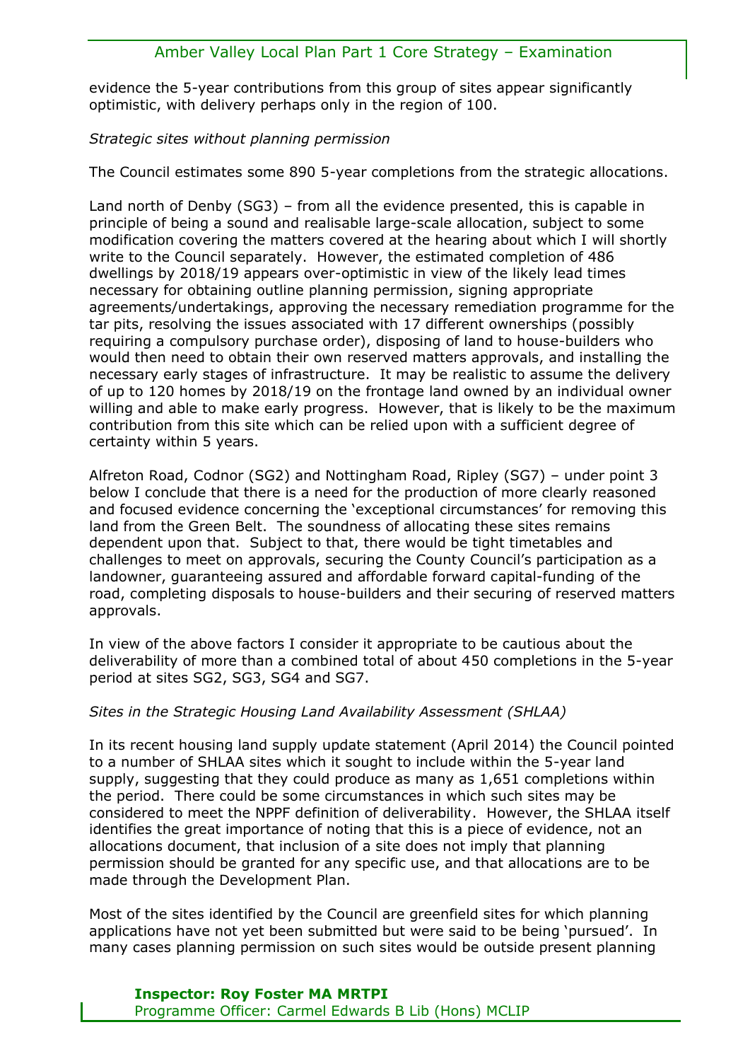evidence the 5-year contributions from this group of sites appear significantly optimistic, with delivery perhaps only in the region of 100.

*Strategic sites without planning permission*

The Council estimates some 890 5-year completions from the strategic allocations.

Land north of Denby (SG3) – from all the evidence presented, this is capable in principle of being a sound and realisable large-scale allocation, subject to some modification covering the matters covered at the hearing about which I will shortly write to the Council separately. However, the estimated completion of 486 dwellings by 2018/19 appears over-optimistic in view of the likely lead times necessary for obtaining outline planning permission, signing appropriate agreements/undertakings, approving the necessary remediation programme for the tar pits, resolving the issues associated with 17 different ownerships (possibly requiring a compulsory purchase order), disposing of land to house-builders who would then need to obtain their own reserved matters approvals, and installing the necessary early stages of infrastructure. It may be realistic to assume the delivery of up to 120 homes by 2018/19 on the frontage land owned by an individual owner willing and able to make early progress. However, that is likely to be the maximum contribution from this site which can be relied upon with a sufficient degree of certainty within 5 years.

Alfreton Road, Codnor (SG2) and Nottingham Road, Ripley (SG7) – under point 3 below I conclude that there is a need for the production of more clearly reasoned and focused evidence concerning the 'exceptional circumstances' for removing this land from the Green Belt. The soundness of allocating these sites remains dependent upon that. Subject to that, there would be tight timetables and challenges to meet on approvals, securing the County Council's participation as a landowner, guaranteeing assured and affordable forward capital-funding of the road, completing disposals to house-builders and their securing of reserved matters approvals.

In view of the above factors I consider it appropriate to be cautious about the deliverability of more than a combined total of about 450 completions in the 5-year period at sites SG2, SG3, SG4 and SG7.

*Sites in the Strategic Housing Land Availability Assessment (SHLAA)*

In its recent housing land supply update statement (April 2014) the Council pointed to a number of SHLAA sites which it sought to include within the 5-year land supply, suggesting that they could produce as many as 1,651 completions within the period. There could be some circumstances in which such sites may be considered to meet the NPPF definition of deliverability. However, the SHLAA itself identifies the great importance of noting that this is a piece of evidence, not an allocations document, that inclusion of a site does not imply that planning permission should be granted for any specific use, and that allocations are to be made through the Development Plan.

Most of the sites identified by the Council are greenfield sites for which planning applications have not yet been submitted but were said to be being 'pursued'. In many cases planning permission on such sites would be outside present planning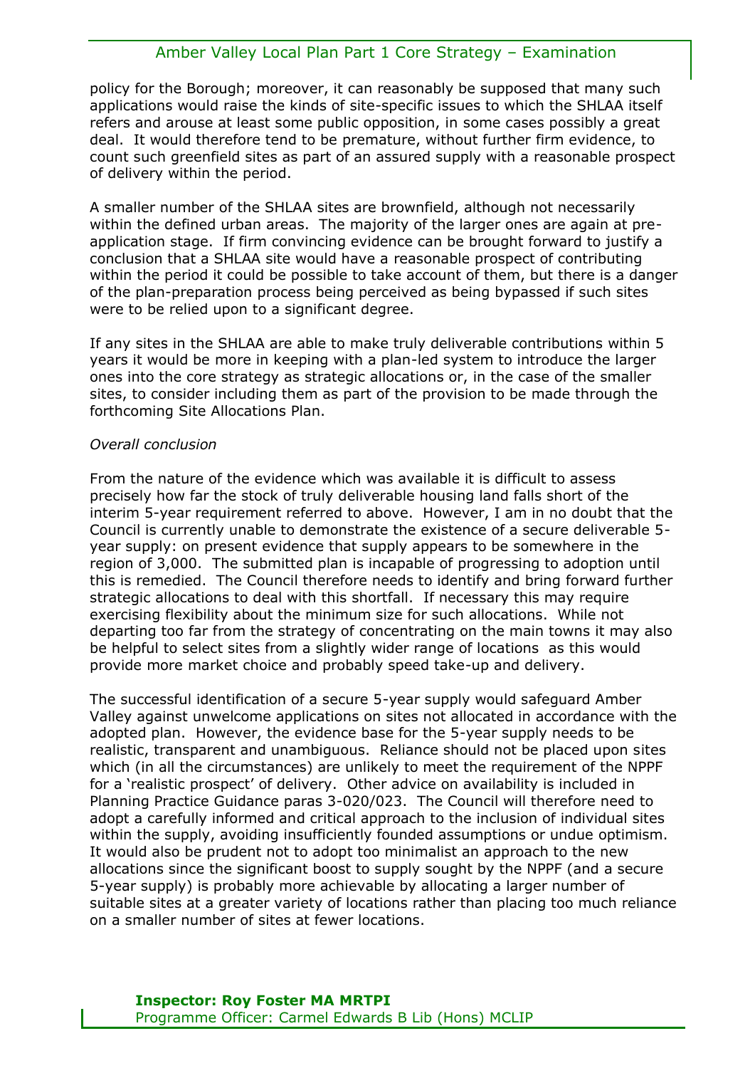policy for the Borough; moreover, it can reasonably be supposed that many such applications would raise the kinds of site-specific issues to which the SHLAA itself refers and arouse at least some public opposition, in some cases possibly a great deal. It would therefore tend to be premature, without further firm evidence, to count such greenfield sites as part of an assured supply with a reasonable prospect of delivery within the period.

A smaller number of the SHLAA sites are brownfield, although not necessarily within the defined urban areas. The majority of the larger ones are again at pre-application stage. If firm convincing evidence can be brought forward to justify a conclusion that a SHLAA site would have a reasonable prospect of contributing within the period it could be possible to take account of them, but there is a danger of the plan-preparation process being perceived as being bypassed if such sites were to be relied upon to a significant degree.

If any sites in the SHLAA are able to make truly deliverable contributions within 5 years it would be more in keeping with a plan-led system to introduce the larger ones into the core strategy as strategic allocations or, in the case of the smaller sites, to consider including them as part of the provision to be made through the forthcoming Site Allocations Plan.

*Overall conclusion*

From the nature of the evidence which was available it is difficult to assess precisely how far the stock of truly deliverable housing land falls short of the interim 5-year requirement referred to above. However, I am in no doubt that the Council is currently unable to demonstrate the existence of a secure deliverable 5-year supply: on present evidence that supply appears to be somewhere in the region of 3,000. The submitted plan is incapable of progressing to adoption until this is remedied. The Council therefore needs to identify and bring forward further strategic allocations to deal with this shortfall. If necessary this may require exercising flexibility about the minimum size for such allocations. While not departing too far from the strategy of concentrating on the main towns it may also be helpful to select sites from a slightly wider range of locations as this would provide more market choice and probably speed take-up and delivery.

The successful identification of a secure 5-year supply would safeguard Amber Valley against unwelcome applications on sites not allocated in accordance with the adopted plan. However, the evidence base for the 5-year supply needs to be realistic, transparent and unambiguous. Reliance should not be placed upon sites which (in all the circumstances) are unlikely to meet the requirement of the NPPF for a 'realistic prospect' of delivery. Other advice on availability is included in Planning Practice Guidance paras 3-020/023. The Council will therefore need to adopt a carefully informed and critical approach to the inclusion of individual sites within the supply, avoiding insufficiently founded assumptions or undue optimism. It would also be prudent not to adopt too minimalist an approach to the new allocations since the significant boost to supply sought by the NPPF (and a secure 5-year supply) is probably more achievable by allocating a larger number of suitable sites at a greater variety of locations rather than placing too much reliance on a smaller number of sites at fewer locations.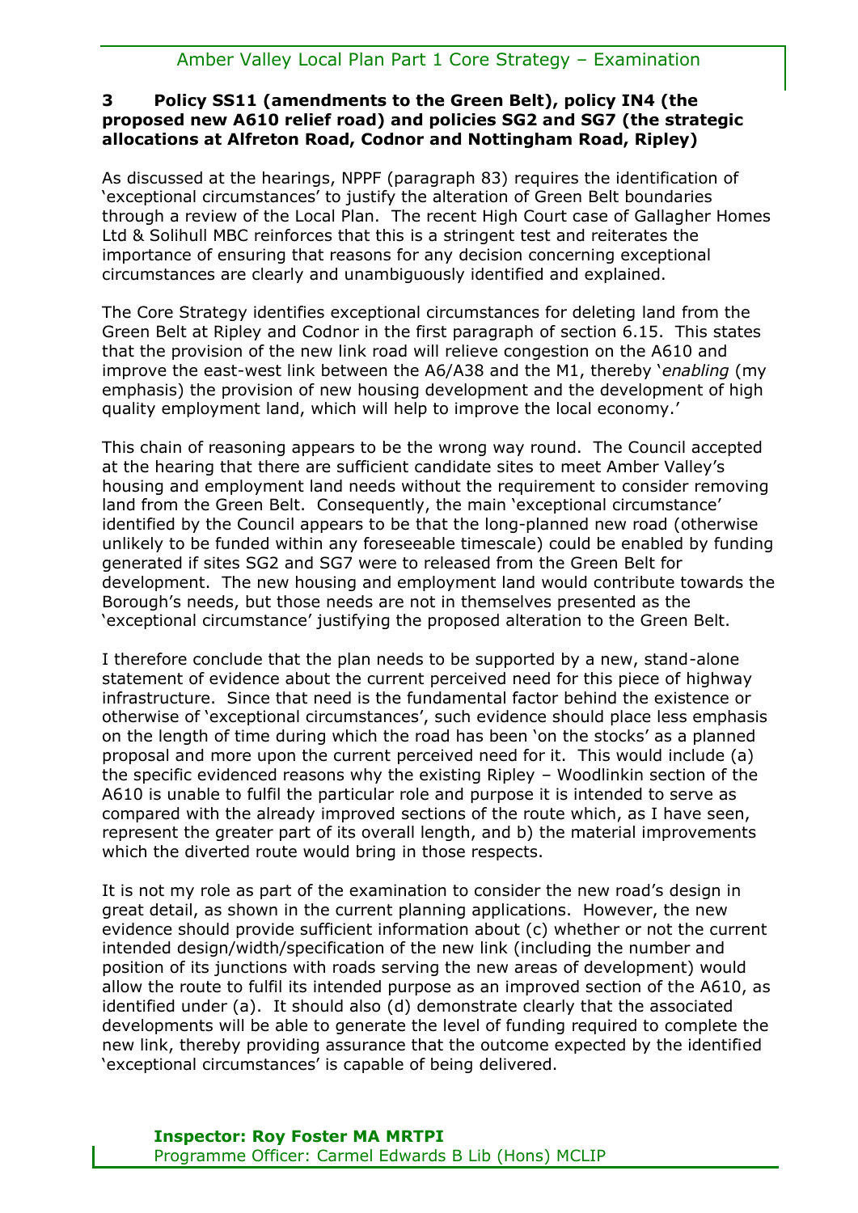### 3 Policy SS11 (amendments to the Green Belt), policy IN4 (the proposed new A610 relief road) and policies SG2 and SG7 (the strategic allocations at Alfreton Road, Codnor and Nottingham Road, Ripley)

As discussed at the hearings, NPPF (paragraph 83) requires the identification of 'exceptional circumstances' to justify the alteration of Green Belt boundaries through a review of the Local Plan. The recent High Court case of Gallagher Homes Ltd & Solihull MBC reinforces that this is a stringent test and reiterates the importance of ensuring that reasons for any decision concerning exceptional circumstances are clearly and unambiguously identified and explained.

The Core Strategy identifies exceptional circumstances for deleting land from the Green Belt at Ripley and Codnor in the first paragraph of section 6.15. This states that the provision of the new link road will relieve congestion on the A610 and improve the east-west link between the A6/A38 and the M1, thereby '*enabling* (my emphasis) the provision of new housing development and the development of high quality employment land, which will help to improve the local economy.'

This chain of reasoning appears to be the wrong way round. The Council accepted at the hearing that there are sufficient candidate sites to meet Amber Valley's housing and employment land needs without the requirement to consider removing land from the Green Belt. Consequently, the main 'exceptional circumstance' identified by the Council appears to be that the long-planned new road (otherwise unlikely to be funded within any foreseeable timescale) could be enabled by funding generated if sites SG2 and SG7 were to released from the Green Belt for development. The new housing and employment land would contribute towards the Borough's needs, but those needs are not in themselves presented as the 'exceptional circumstance' justifying the proposed alteration to the Green Belt.

I therefore conclude that the plan needs to be supported by a new, stand-alone statement of evidence about the current perceived need for this piece of highway infrastructure. Since that need is the fundamental factor behind the existence or otherwise of 'exceptional circumstances', such evidence should place less emphasis on the length of time during which the road has been 'on the stocks' as a planned proposal and more upon the current perceived need for it. This would include (a) the specific evidenced reasons why the existing Ripley – Woodlinkin section of the A610 is unable to fulfil the particular role and purpose it is intended to serve as compared with the already improved sections of the route which, as I have seen, represent the greater part of its overall length, and b) the material improvements which the diverted route would bring in those respects.

It is not my role as part of the examination to consider the new road's design in great detail, as shown in the current planning applications. However, the new evidence should provide sufficient information about (c) whether or not the current intended design/width/specification of the new link (including the number and position of its junctions with roads serving the new areas of development) would allow the route to fulfil its intended purpose as an improved section of the A610, as identified under (a). It should also (d) demonstrate clearly that the associated developments will be able to generate the level of funding required to complete the new link, thereby providing assurance that the outcome expected by the identified 'exceptional circumstances' is capable of being delivered.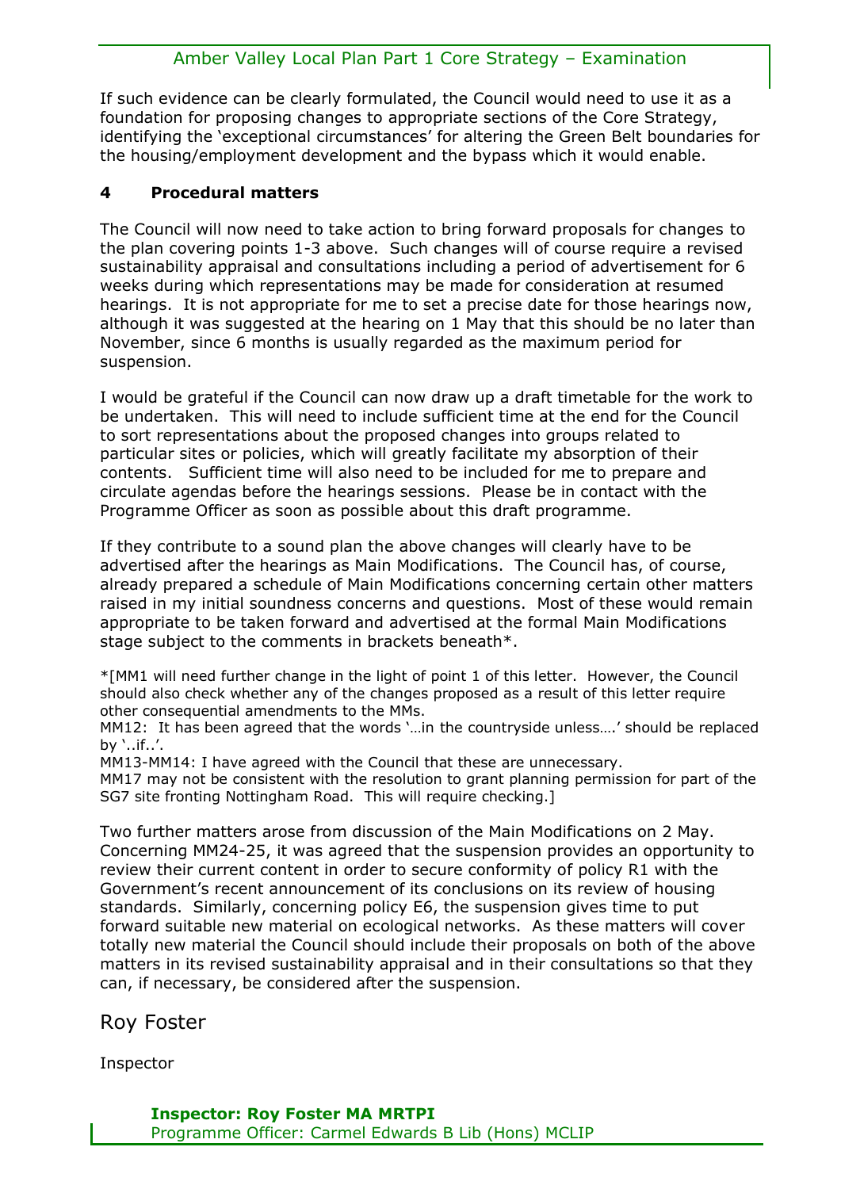If such evidence can be clearly formulated, the Council would need to use it as a foundation for proposing changes to appropriate sections of the Core Strategy, identifying the 'exceptional circumstances' for altering the Green Belt boundaries for the housing/employment development and the bypass which it would enable.

## 4 Procedural matters

The Council will now need to take action to bring forward proposals for changes to the plan covering points 1-3 above. Such changes will of course require a revised sustainability appraisal and consultations including a period of advertisement for 6 weeks during which representations may be made for consideration at resumed hearings. It is not appropriate for me to set a precise date for those hearings now, although it was suggested at the hearing on 1 May that this should be no later than November, since 6 months is usually regarded as the maximum period for suspension.

I would be grateful if the Council can now draw up a draft timetable for the work to be undertaken. This will need to include sufficient time at the end for the Council to sort representations about the proposed changes into groups related to particular sites or policies, which will greatly facilitate my absorption of their contents. Sufficient time will also need to be included for me to prepare and circulate agendas before the hearings sessions. Please be in contact with the Programme Officer as soon as possible about this draft programme.

If they contribute to a sound plan the above changes will clearly have to be advertised after the hearings as Main Modifications. The Council has, of course, already prepared a schedule of Main Modifications concerning certain other matters raised in my initial soundness concerns and questions. Most of these would remain appropriate to be taken forward and advertised at the formal Main Modifications stage subject to the comments in brackets beneath*.

*[MM1 will need further change in the light of point 1 of this letter. However, the Council should also check whether any of the changes proposed as a result of this letter require other consequential amendments to the MMs.
MM12: It has been agreed that the words '…in the countryside unless….' should be replaced by '..if..'.
MM13-MM14: I have agreed with the Council that these are unnecessary.
MM17 may not be consistent with the resolution to grant planning permission for part of the SG7 site fronting Nottingham Road. This will require checking.]

Two further matters arose from discussion of the Main Modifications on 2 May. Concerning MM24-25, it was agreed that the suspension provides an opportunity to review their current content in order to secure conformity of policy R1 with the Government's recent announcement of its conclusions on its review of housing standards. Similarly, concerning policy E6, the suspension gives time to put forward suitable new material on ecological networks. As these matters will cover totally new material the Council should include their proposals on both of the above matters in its revised sustainability appraisal and in their consultations so that they can, if necessary, be considered after the suspension.

Roy Foster

Inspector